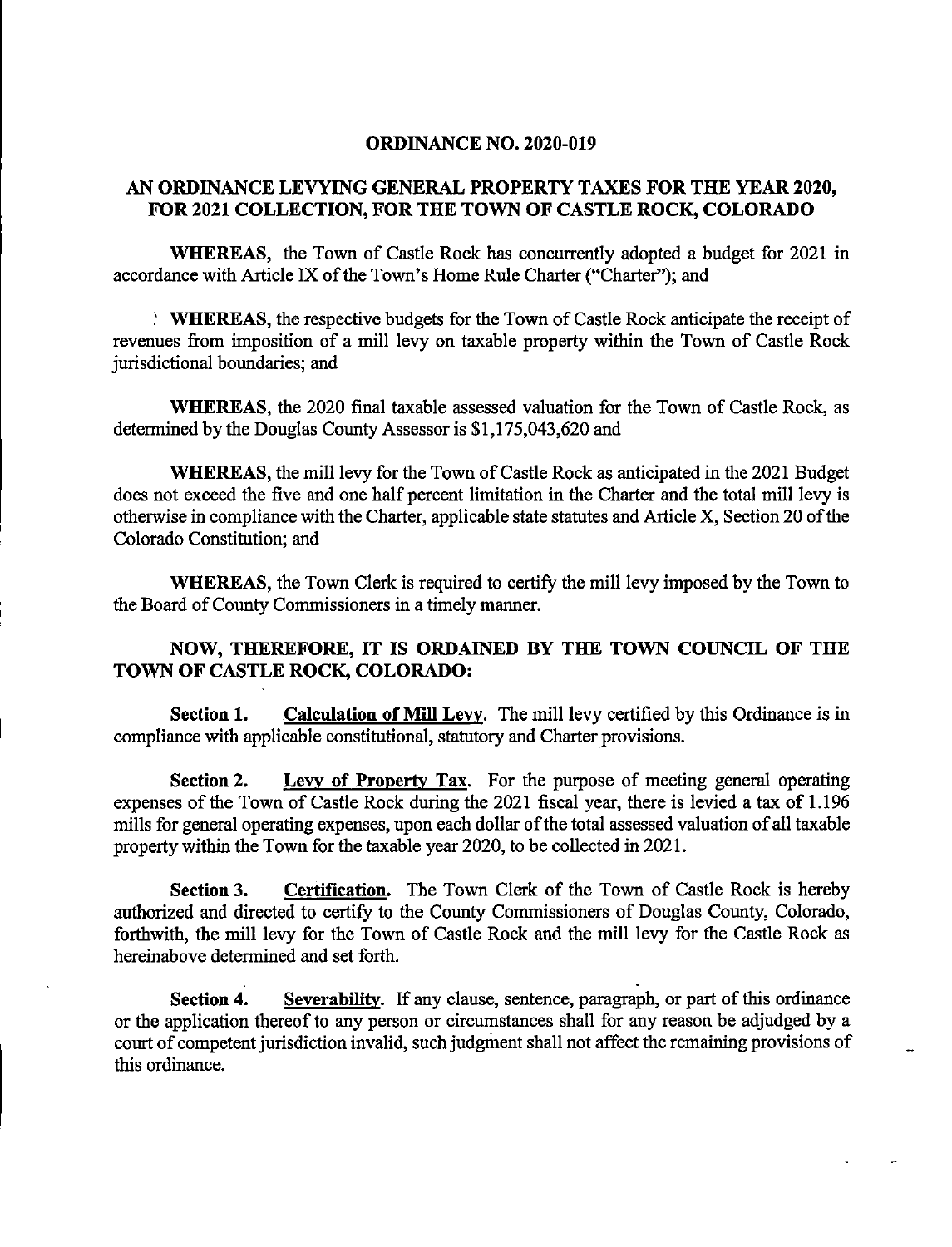# ORDINANCE NO. 2020-019

## AN ORDINANCE LEVYING GENERAL PROPERTY TAXES FOR THE YEAR 2020, FOR 2021 COLLECTION, FOR THE TOWN OF CASTLE ROCK, COLORADO

**WHEREAS,** the Town of Castle Rock has concurrently adopted a budget for 2021 in accordance with Article IX of the Town's Home Rule Charter ("Charter"); and

**WHEREAS,** the respective budgets for the Town of Castle Rock anticipate the receipt of revenues from imposition of a mill levy on taxable property within the Town of Castle Rock jurisdictional boundaries; and

**WHEREAS,** the 2020 final taxable assessed valuation for the Town of Castle Rock, as determined by the Douglas County Assessor is $1,175,043,620 and

**WHEREAS,** the mill levy for the Town of Castle Rock as anticipated in the 2021 Budget does not exceed the five and one half percent limitation in the Charter and the total mill levy is otherwise in compliance with the Charter, applicable state statutes and Article X, Section 20 of the Colorado Constitution; and

**WHEREAS,** the Town Clerk is required to certify the mill levy imposed by the Town to the Board of County Commissioners in a timely manner.

**NOW, THEREFORE, IT IS ORDAINED BY THE TOWN COUNCIL OF THE TOWN OF CASTLE ROCK, COLORADO:**

**Section 1.** **Calculation of Mill Levy**. The mill levy certified by this Ordinance is in compliance with applicable constitutional, statutory and Charter provisions.

**Section 2.** **Levy of Property Tax**. For the purpose of meeting general operating expenses of the Town of Castle Rock during the 2021 fiscal year, there is levied a tax of 1.196 mills for general operating expenses, upon each dollar of the total assessed valuation of all taxable property within the Town for the taxable year 2020, to be collected in 2021.

**Section 3.** **Certification**. The Town Clerk of the Town of Castle Rock is hereby authorized and directed to certify to the County Commissioners of Douglas County, Colorado, forthwith, the mill levy for the Town of Castle Rock and the mill levy for the Castle Rock as hereinabove determined and set forth.

**Section 4.** **Severability**. If any clause, sentence, paragraph, or part of this ordinance or the application thereof to any person or circumstances shall for any reason be adjudged by a court of competent jurisdiction invalid, such judgment shall not affect the remaining provisions of this ordinance.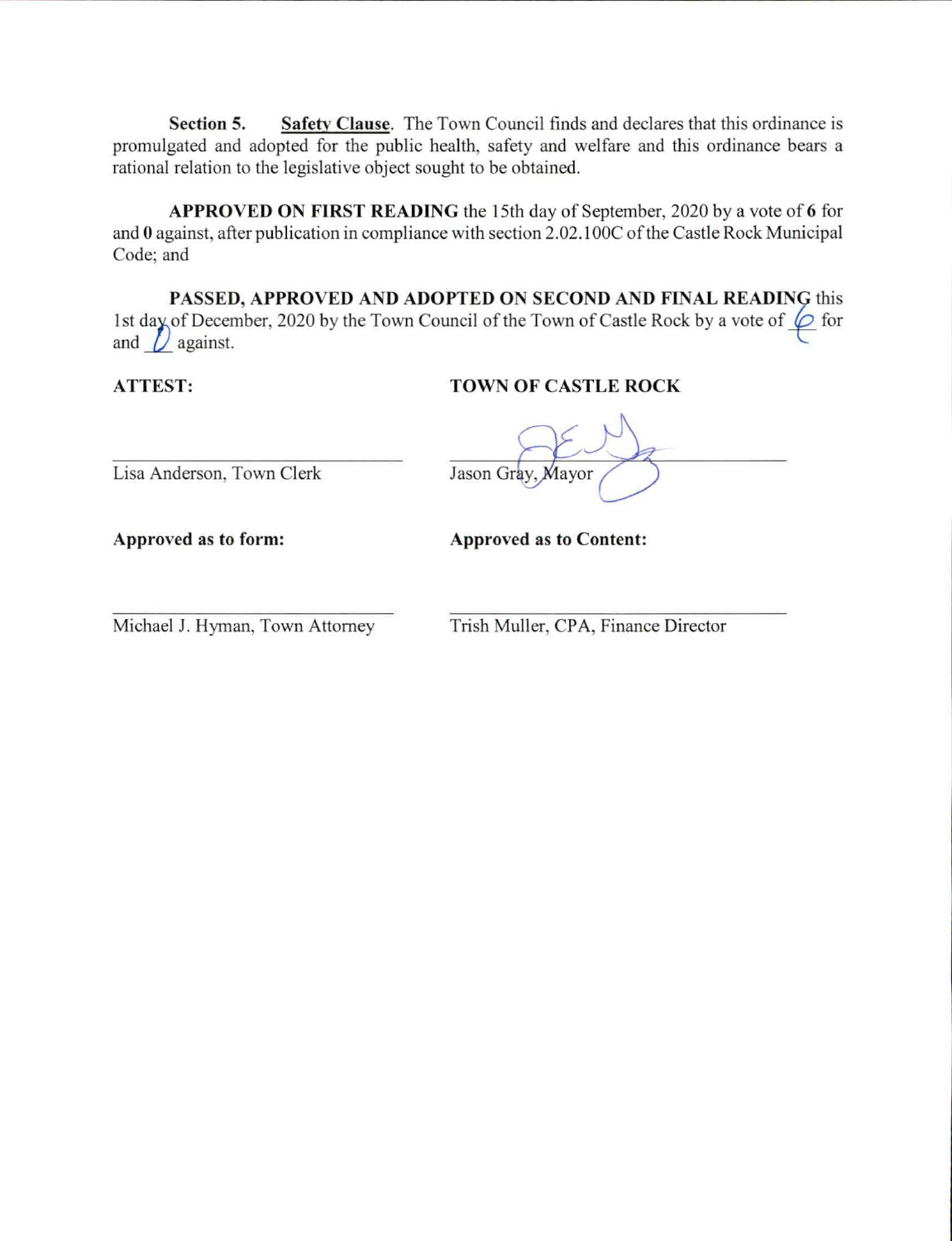**Section 5.** **Safety Clause**. The Town Council finds and declares that this ordinance is promulgated and adopted for the public health, safety and welfare and this ordinance bears a rational relation to the legislative object sought to be obtained.

**APPROVED ON FIRST READING** the 15th day of September, 2020 by a vote of **6** for and **0** against, after publication in compliance with section 2.02.100C of the Castle Rock Municipal Code; and

**PASSED, APPROVED AND ADOPTED ON SECOND AND FINAL READING** this 1st day of December, 2020 by the Town Council of the Town of Castle Rock by a vote of 6 for and 0 against.

| | |
|---|---|
| **ATTEST:** | **TOWN OF CASTLE ROCK** |
| Lisa Anderson, Town Clerk | Jason Gray, Mayor |
| **Approved as to form:** | **Approved as to Content:** |
| Michael J. Hyman, Town Attorney | Trish Muller, CPA, Finance Director |